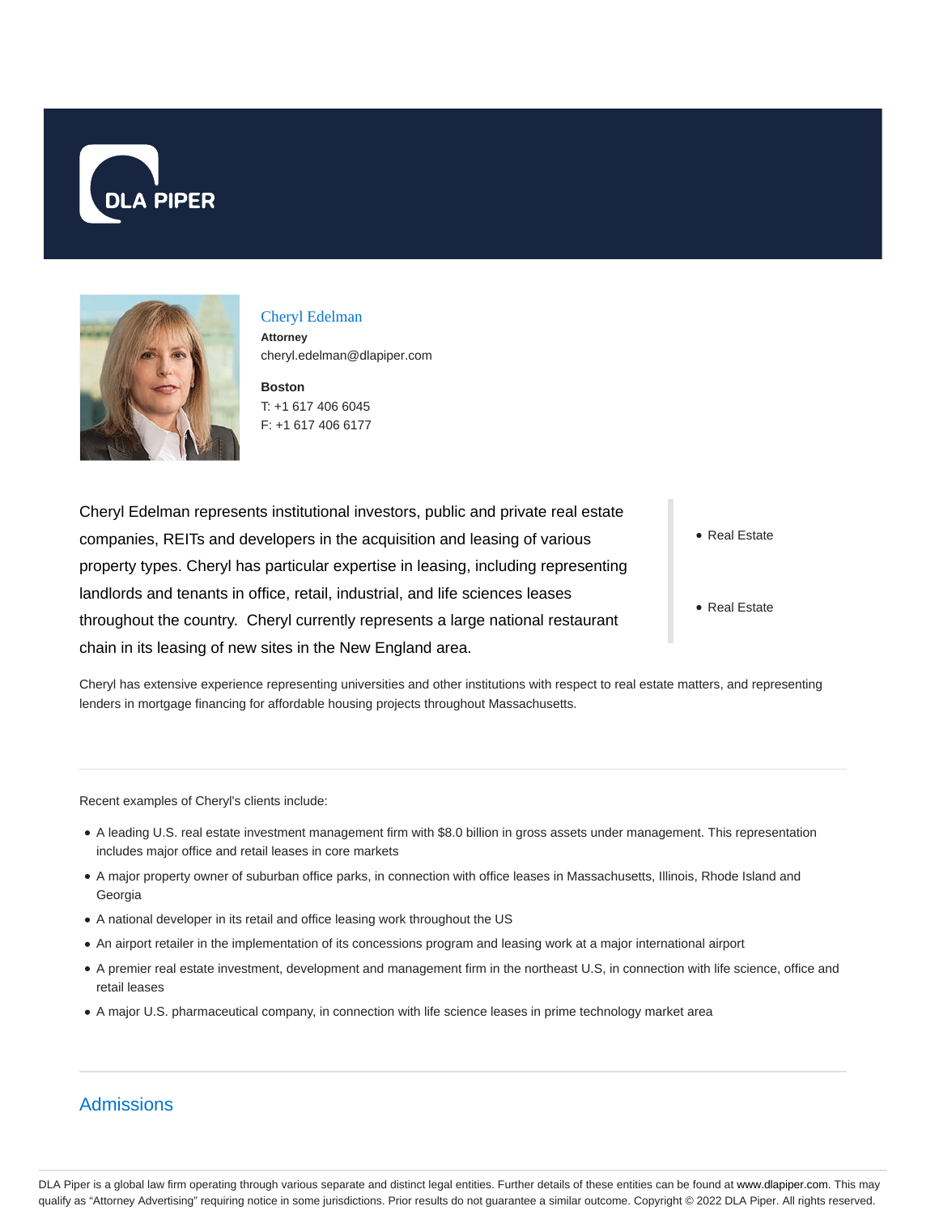DLA PIPER

## Cheryl Edelman

**Attorney**

cheryl.edelman@dlapiper.com

**Boston**

T: +1 617 406 6045

F: +1 617 406 6177

Cheryl Edelman represents institutional investors, public and private real estate companies, REITs and developers in the acquisition and leasing of various property types. Cheryl has particular expertise in leasing, including representing landlords and tenants in office, retail, industrial, and life sciences leases throughout the country. Cheryl currently represents a large national restaurant chain in its leasing of new sites in the New England area.

- Real Estate
- Real Estate

Cheryl has extensive experience representing universities and other institutions with respect to real estate matters, and representing lenders in mortgage financing for affordable housing projects throughout Massachusetts.

Recent examples of Cheryl's clients include:

- A leading U.S. real estate investment management firm with $8.0 billion in gross assets under management. This representation includes major office and retail leases in core markets
- A major property owner of suburban office parks, in connection with office leases in Massachusetts, Illinois, Rhode Island and Georgia
- A national developer in its retail and office leasing work throughout the US
- An airport retailer in the implementation of its concessions program and leasing work at a major international airport
- A premier real estate investment, development and management firm in the northeast U.S, in connection with life science, office and retail leases
- A major U.S. pharmaceutical company, in connection with life science leases in prime technology market area

## Admissions

DLA Piper is a global law firm operating through various separate and distinct legal entities. Further details of these entities can be found at www.dlapiper.com. This may qualify as "Attorney Advertising" requiring notice in some jurisdictions. Prior results do not guarantee a similar outcome. Copyright © 2022 DLA Piper. All rights reserved.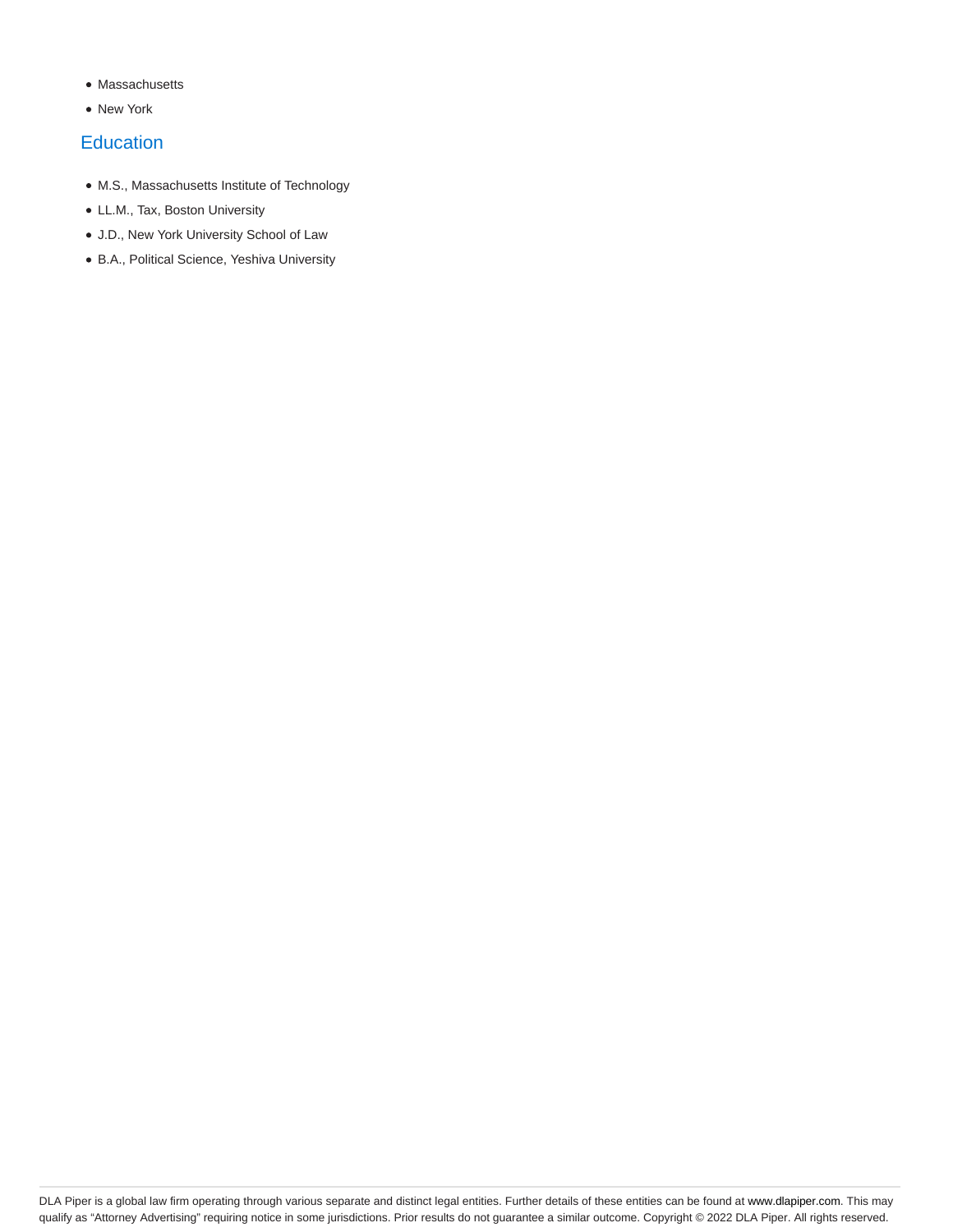- Massachusetts
- New York

## Education

- M.S., Massachusetts Institute of Technology
- LL.M., Tax, Boston University
- J.D., New York University School of Law
- B.A., Political Science, Yeshiva University